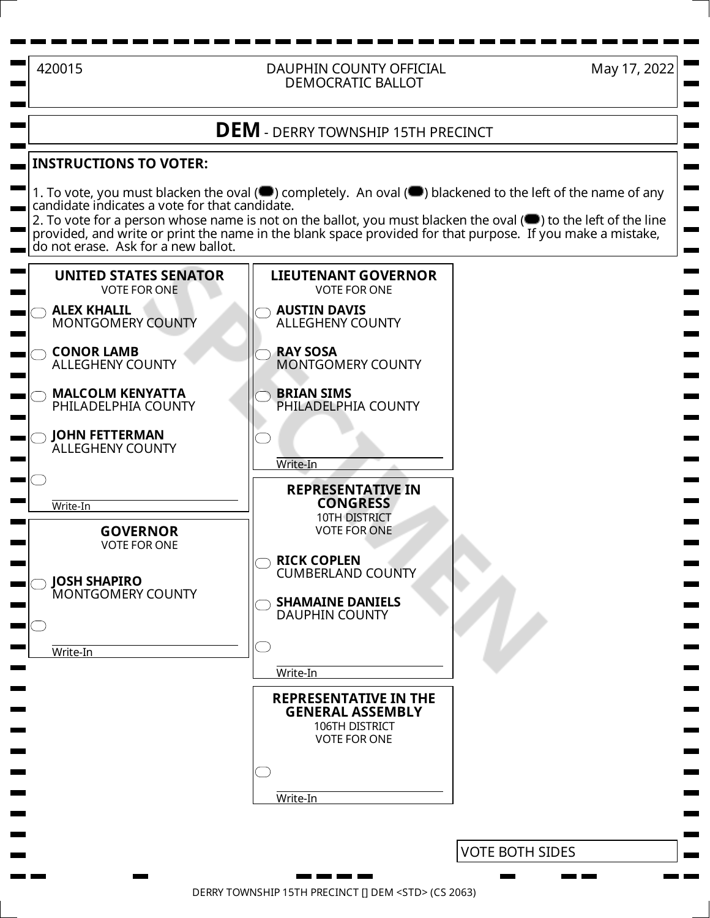420015

# DAUPHIN COUNTY OFFICIAL DEMOCRATIC BALLOT

May 17, 2022

## DEM - DERRY TOWNSHIP 15TH PRECINCT

**INSTRUCTIONS TO VOTER:**

1. To vote, you must blacken the oval (⬬) completely. An oval (⬬) blackened to the left of the name of any candidate indicates a vote for that candidate.
2. To vote for a person whose name is not on the ballot, you must blacken the oval (⬬) to the left of the line provided, and write or print the name in the blank space provided for that purpose. If you make a mistake, do not erase. Ask for a new ballot.

### UNITED STATES SENATOR
VOTE FOR ONE

- **ALEX KHALIL** MONTGOMERY COUNTY
- **CONOR LAMB** ALLEGHENY COUNTY
- **MALCOLM KENYATTA** PHILADELPHIA COUNTY
- **JOHN FETTERMAN** ALLEGHENY COUNTY
- Write-In

### GOVERNOR
VOTE FOR ONE

- **JOSH SHAPIRO** MONTGOMERY COUNTY
- Write-In

### LIEUTENANT GOVERNOR
VOTE FOR ONE

- **AUSTIN DAVIS** ALLEGHENY COUNTY
- **RAY SOSA** MONTGOMERY COUNTY
- **BRIAN SIMS** PHILADELPHIA COUNTY
- Write-In

### REPRESENTATIVE IN CONGRESS
10TH DISTRICT
VOTE FOR ONE

- **RICK COPLEN** CUMBERLAND COUNTY
- **SHAMAINE DANIELS** DAUPHIN COUNTY
- Write-In

### REPRESENTATIVE IN THE GENERAL ASSEMBLY
106TH DISTRICT
VOTE FOR ONE

- Write-In

VOTE BOTH SIDES

DERRY TOWNSHIP 15TH PRECINCT [] DEM <STD> (CS 2063)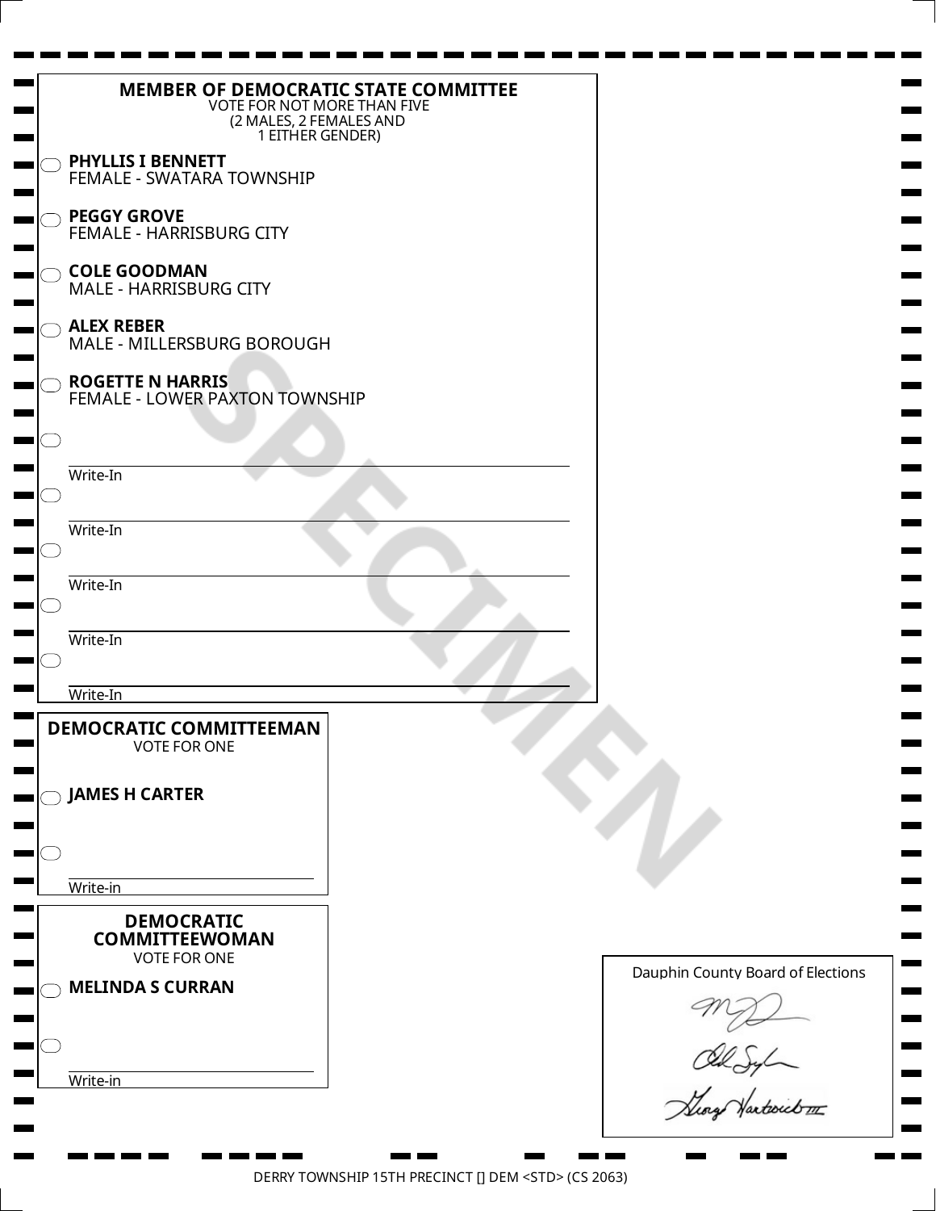## MEMBER OF DEMOCRATIC STATE COMMITTEE

VOTE FOR NOT MORE THAN FIVE
(2 MALES, 2 FEMALES AND
1 EITHER GENDER)

- ⬭ **PHYLLIS I BENNETT**
  FEMALE - SWATARA TOWNSHIP
- ⬭ **PEGGY GROVE**
  FEMALE - HARRISBURG CITY
- ⬭ **COLE GOODMAN**
  MALE - HARRISBURG CITY
- ⬭ **ALEX REBER**
  MALE - MILLERSBURG BOROUGH
- ⬭ **ROGETTE N HARRIS**
  FEMALE - LOWER PAXTON TOWNSHIP
- ⬭ Write-In
- ⬭ Write-In
- ⬭ Write-In
- ⬭ Write-In
- ⬭ Write-In

## DEMOCRATIC COMMITTEEMAN

VOTE FOR ONE

- ⬭ **JAMES H CARTER**
- ⬭ Write-in

## DEMOCRATIC COMMITTEEWOMAN

VOTE FOR ONE

- ⬭ **MELINDA S CURRAN**
- ⬭ Write-in

SPECIMEN

Dauphin County Board of Elections

DERRY TOWNSHIP 15TH PRECINCT [] DEM <STD> (CS 2063)